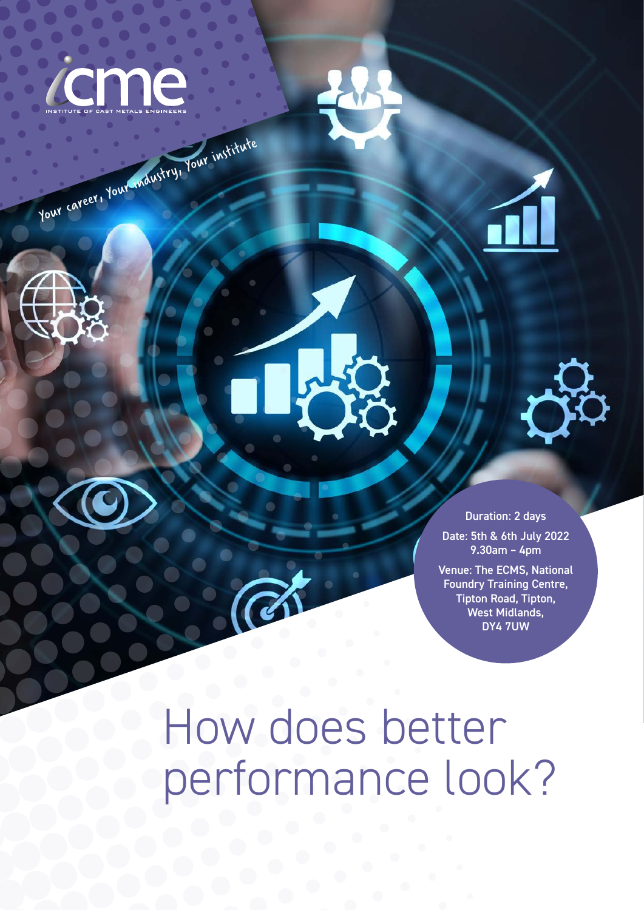icme

INSTITUTE OF CAST METALS ENGINEERS

Your career, Your industry, Your institute

Duration: 2 days

Date: 5th & 6th July 2022
9.30am – 4pm

Venue: The ECMS, National Foundry Training Centre, Tipton Road, Tipton, West Midlands, DY4 7UW

# How does better performance look?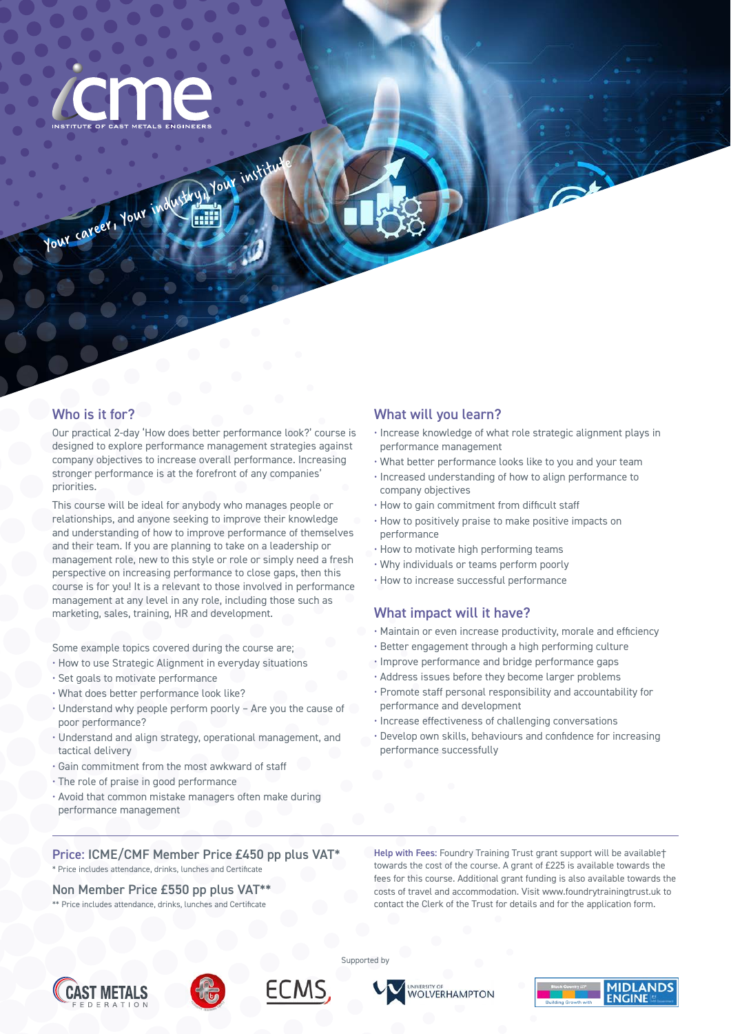icme

INSTITUTE OF CAST METALS ENGINEERS

Your career, Your industry, Your institute

## Who is it for?

Our practical 2-day 'How does better performance look?' course is designed to explore performance management strategies against company objectives to increase overall performance. Increasing stronger performance is at the forefront of any companies' priorities.

This course will be ideal for anybody who manages people or relationships, and anyone seeking to improve their knowledge and understanding of how to improve performance of themselves and their team. If you are planning to take on a leadership or management role, new to this style or role or simply need a fresh perspective on increasing performance to close gaps, then this course is for you! It is a relevant to those involved in performance management at any level in any role, including those such as marketing, sales, training, HR and development.

Some example topics covered during the course are;

- How to use Strategic Alignment in everyday situations
- Set goals to motivate performance
- What does better performance look like?
- Understand why people perform poorly – Are you the cause of poor performance?
- Understand and align strategy, operational management, and tactical delivery
- Gain commitment from the most awkward of staff
- The role of praise in good performance
- Avoid that common mistake managers often make during performance management

## What will you learn?

- Increase knowledge of what role strategic alignment plays in performance management
- What better performance looks like to you and your team
- Increased understanding of how to align performance to company objectives
- How to gain commitment from difficult staff
- How to positively praise to make positive impacts on performance
- How to motivate high performing teams
- Why individuals or teams perform poorly
- How to increase successful performance

## What impact will it have?

- Maintain or even increase productivity, morale and efficiency
- Better engagement through a high performing culture
- Improve performance and bridge performance gaps
- Address issues before they become larger problems
- Promote staff personal responsibility and accountability for performance and development
- Increase effectiveness of challenging conversations
- Develop own skills, behaviours and confidence for increasing performance successfully

**Price:** ICME/CMF Member Price £450 pp plus VAT*

\* Price includes attendance, drinks, lunches and Certificate

Non Member Price £550 pp plus VAT**

** Price includes attendance, drinks, lunches and Certificate

**Help with Fees:** Foundry Training Trust grant support will be available† towards the cost of the course. A grant of £225 is available towards the fees for this course. Additional grant funding is also available towards the costs of travel and accommodation. Visit www.foundrytrainingtrust.uk to contact the Clerk of the Trust for details and for the application form.

Supported by

CAST METALS FEDERATION

ECMS

UNIVERSITY OF WOLVERHAMPTON

Black Country LEP

MIDLANDS ENGINE

Building Growth with